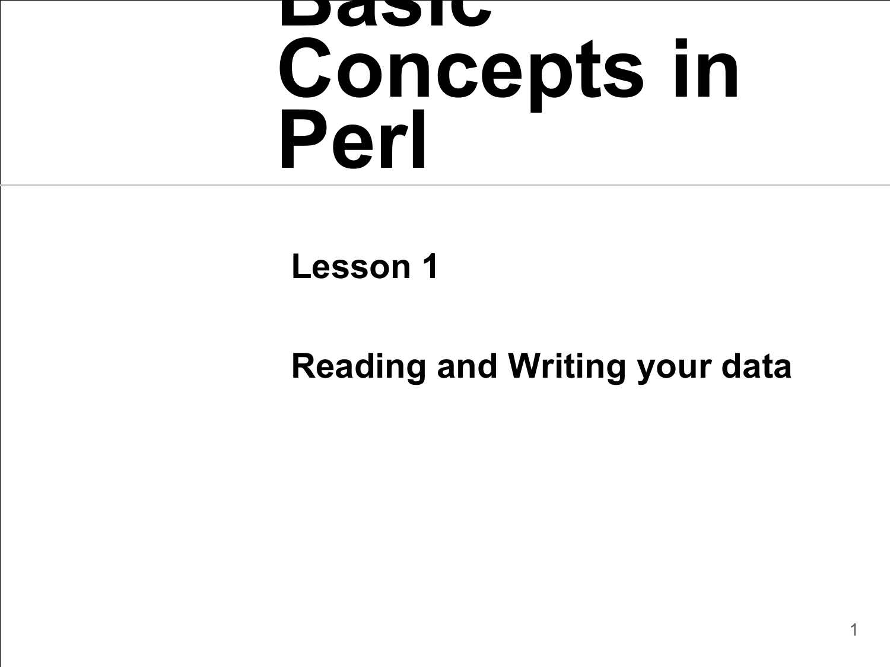# Basic Concepts in Perl

**Lesson 1**

**Reading and Writing your data**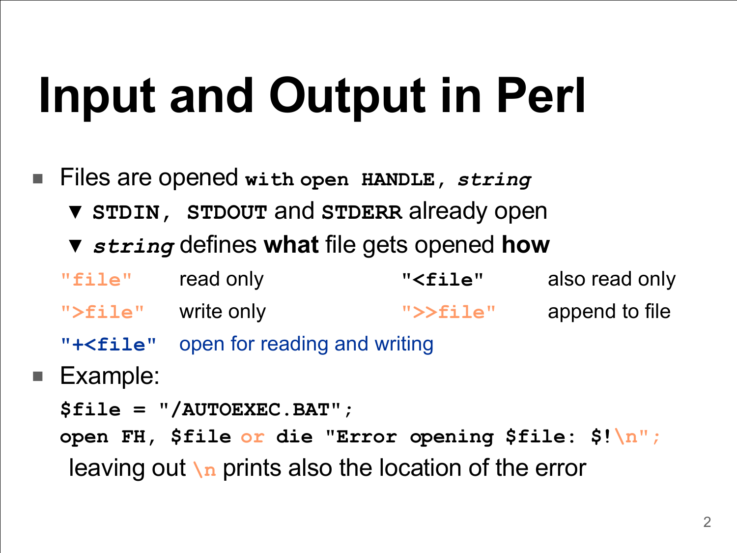# Input and Output in Perl

- Files are opened `with open HANDLE, string`
  - `STDIN, STDOUT` and `STDERR` already open
  - `string` defines **what** file gets opened **how**

| | | | |
|---|---|---|---|
| `"file"` | read only | `"<file"` | also read only |
| `">file"` | write only | `">>file"` | append to file |
| `"+<file"` | open for reading and writing | | |

- Example:

```
$file = "/AUTOEXEC.BAT";
open FH, $file or die "Error opening $file: $!\n";
```

leaving out `\n` prints also the location of the error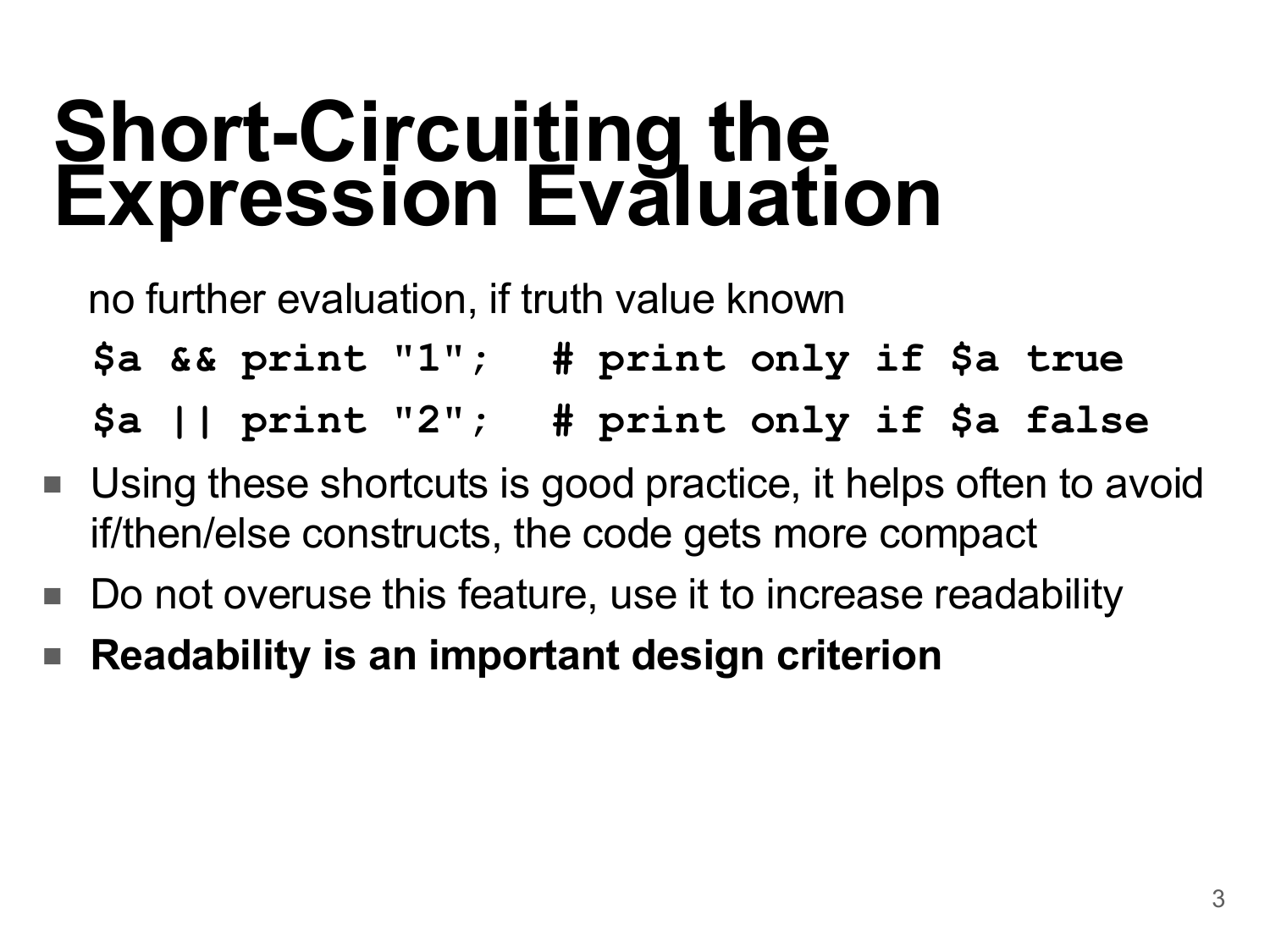# Short-Circuiting the Expression Evaluation

no further evaluation, if truth value known

```
$a && print "1";   # print only if $a true
$a || print "2";   # print only if $a false
```

- Using these shortcuts is good practice, it helps often to avoid if/then/else constructs, the code gets more compact
- Do not overuse this feature, use it to increase readability
- **Readability is an important design criterion**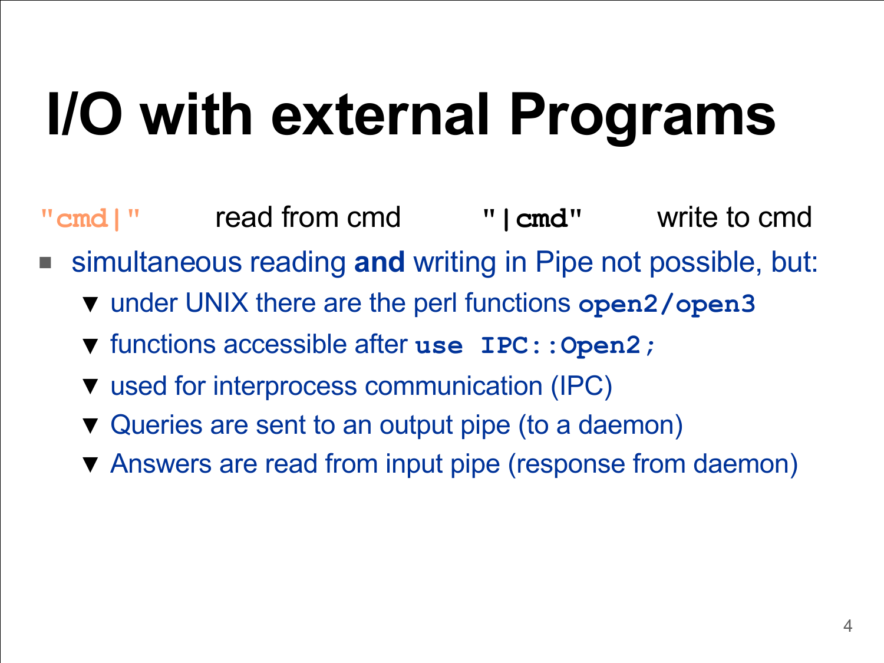# I/O with external Programs

`"cmd|"` read from cmd `"|cmd"` write to cmd

- simultaneous reading **and** writing in Pipe not possible, but:
  - under UNIX there are the perl functions **`open2/open3`**
  - functions accessible after **`use IPC::Open2;`**
  - used for interprocess communication (IPC)
  - Queries are sent to an output pipe (to a daemon)
  - Answers are read from input pipe (response from daemon)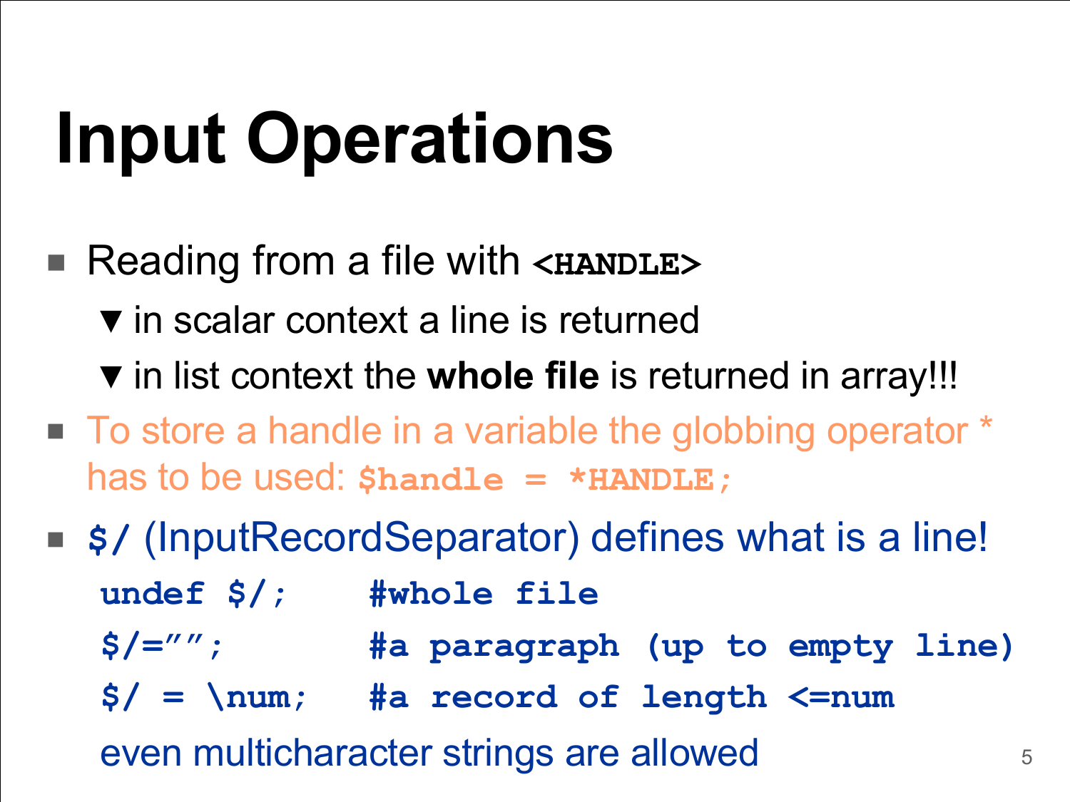# Input Operations

- Reading from a file with **`<HANDLE>`**
  - in scalar context a line is returned
  - in list context the **whole file** is returned in array!!!
- To store a handle in a variable the globbing operator * has to be used: **`$handle = *HANDLE;`**
- **`$/`** (InputRecordSeparator) defines what is a line!

```
undef $/;    #whole file
$/="";       #a paragraph (up to empty line)
$/ = \num;   #a record of length <=num
```

  even multicharacter strings are allowed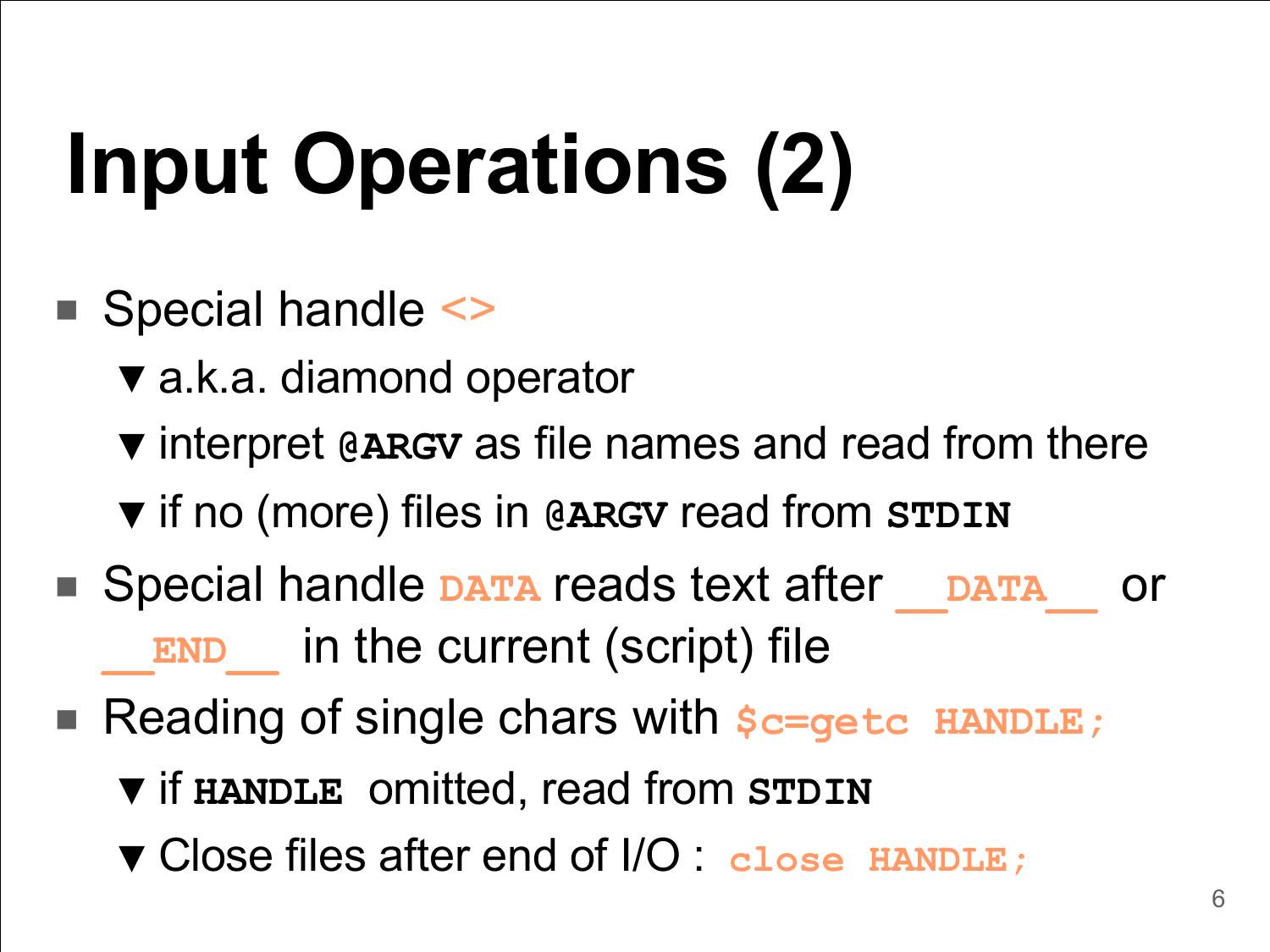# Input Operations (2)

- Special handle `<>`
  - a.k.a. diamond operator
  - interpret `@ARGV` as file names and read from there
  - if no (more) files in `@ARGV` read from `STDIN`
- Special handle `DATA` reads text after `__DATA__` or `__END__` in the current (script) file
- Reading of single chars with `$c=getc HANDLE;`
  - if `HANDLE` omitted, read from `STDIN`
  - Close files after end of I/O : `close HANDLE;`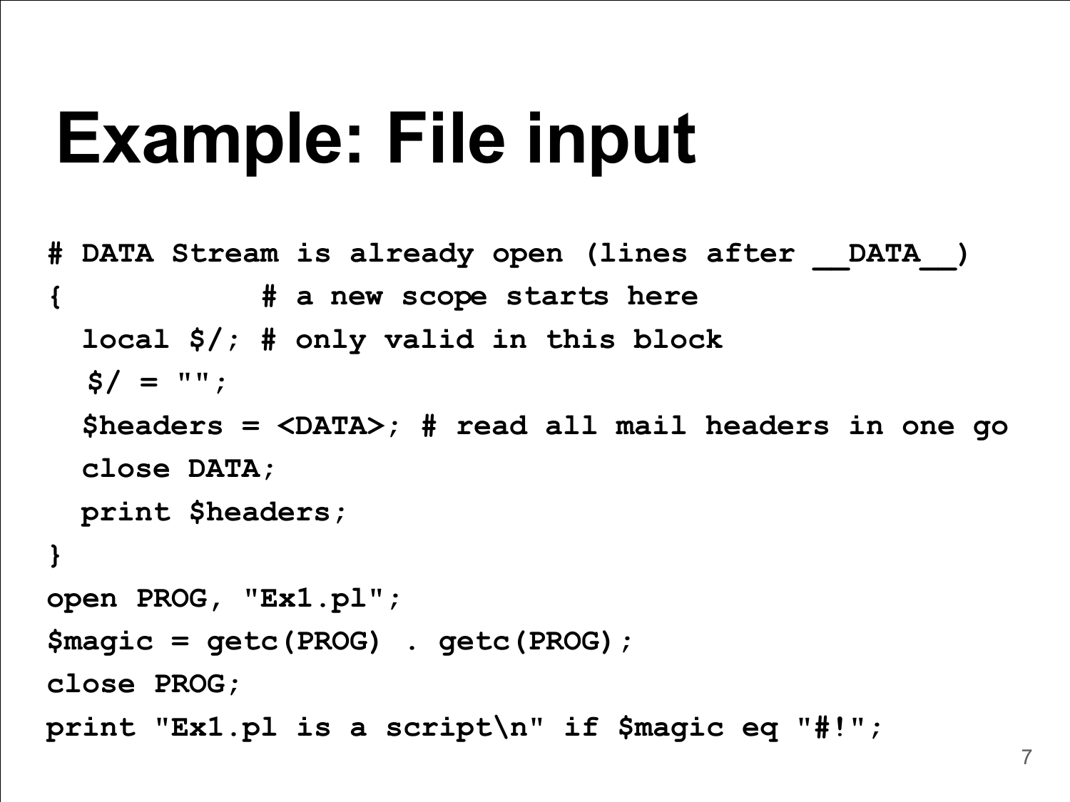# Example: File input

```
# DATA Stream is already open (lines after __DATA__)
{           # a new scope starts here
  local $/; # only valid in this block
   $/ = "";
  $headers = <DATA>; # read all mail headers in one go
  close DATA;
  print $headers;
}
open PROG, "Ex1.pl";
$magic = getc(PROG) . getc(PROG);
close PROG;
print "Ex1.pl is a script\n" if $magic eq "#!";
```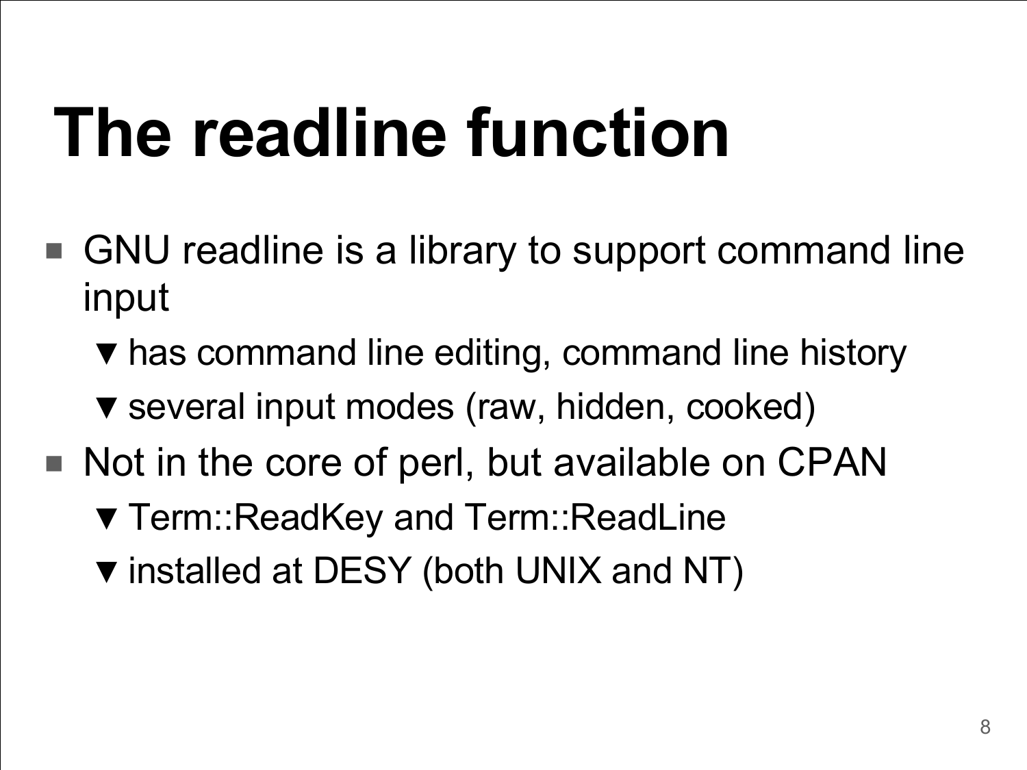# The readline function

- GNU readline is a library to support command line input
  - has command line editing, command line history
  - several input modes (raw, hidden, cooked)
- Not in the core of perl, but available on CPAN
  - Term::ReadKey and Term::ReadLine
  - installed at DESY (both UNIX and NT)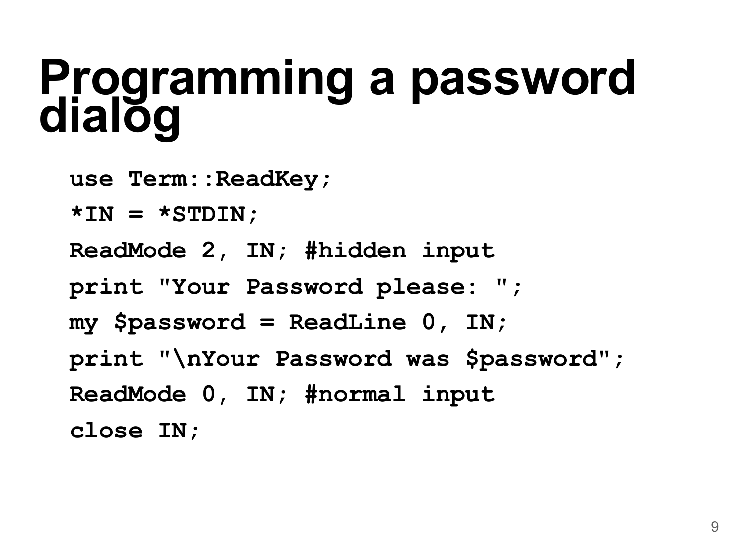# Programming a password dialog

```
use Term::ReadKey;
*IN = *STDIN;
ReadMode 2, IN; #hidden input
print "Your Password please: ";
my $password = ReadLine 0, IN;
print "\nYour Password was $password";
ReadMode 0, IN; #normal input
close IN;
```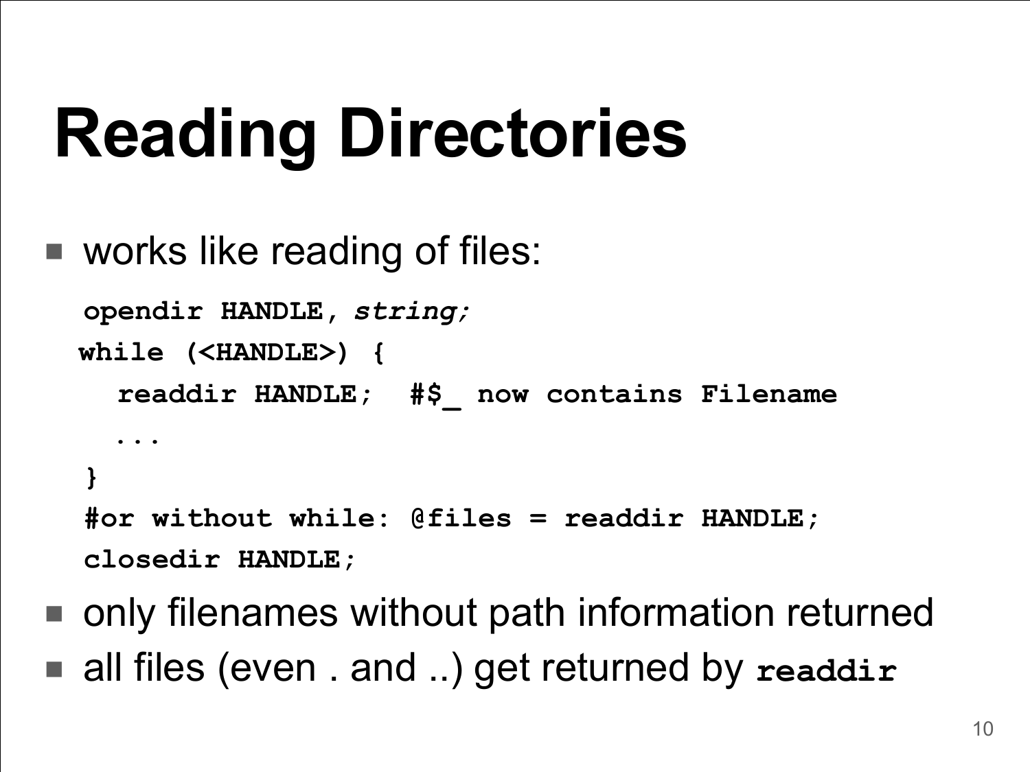# Reading Directories

- works like reading of files:

```
opendir HANDLE, string;
while (<HANDLE>) {
  readdir HANDLE;  #$_ now contains Filename
  ...
}
#or without while: @files = readdir HANDLE;
closedir HANDLE;
```

- only filenames without path information returned
- all files (even . and ..) get returned by `readdir`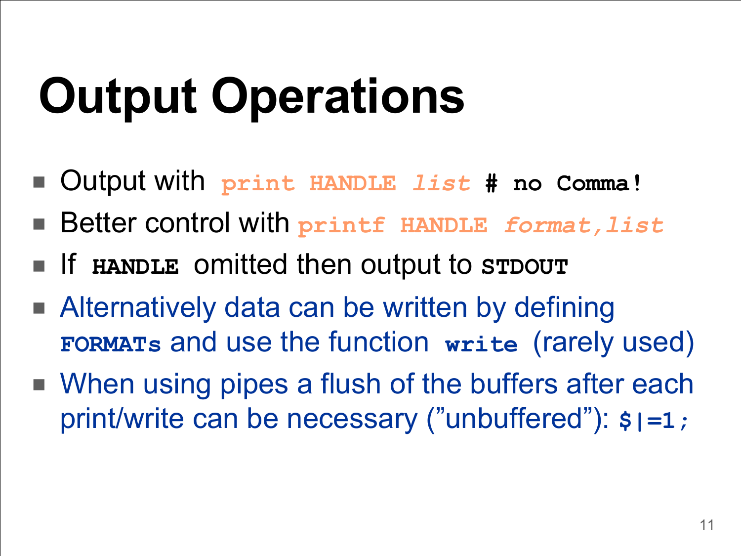# Output Operations

- Output with `print HANDLE list # no Comma!`
- Better control with `printf HANDLE format,list`
- If `HANDLE` omitted then output to `STDOUT`
- Alternatively data can be written by defining `FORMATs` and use the function `write` (rarely used)
- When using pipes a flush of the buffers after each print/write can be necessary (”unbuffered”): `$|=1;`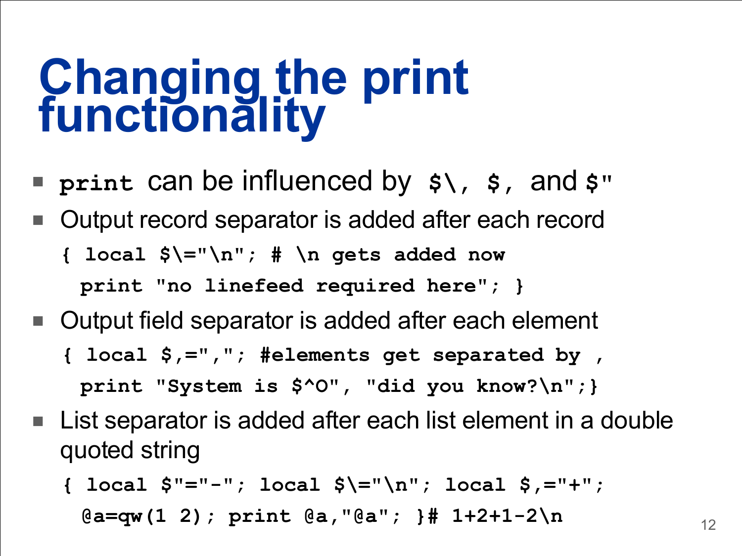# Changing the print functionality

- `print` can be influenced by `$\`, `$,` and `$"`
- Output record separator is added after each record

```
{ local $\="\n"; # \n gets added now
  print "no linefeed required here"; }
```

- Output field separator is added after each element

```
{ local $,=","; #elements get separated by ,
  print "System is $^O", "did you know?\n";}
```

- List separator is added after each list element in a double quoted string

```
{ local $"="-"; local $\="\n"; local $,="+";
  @a=qw(1 2); print @a,"@a"; }# 1+2+1-2\n
```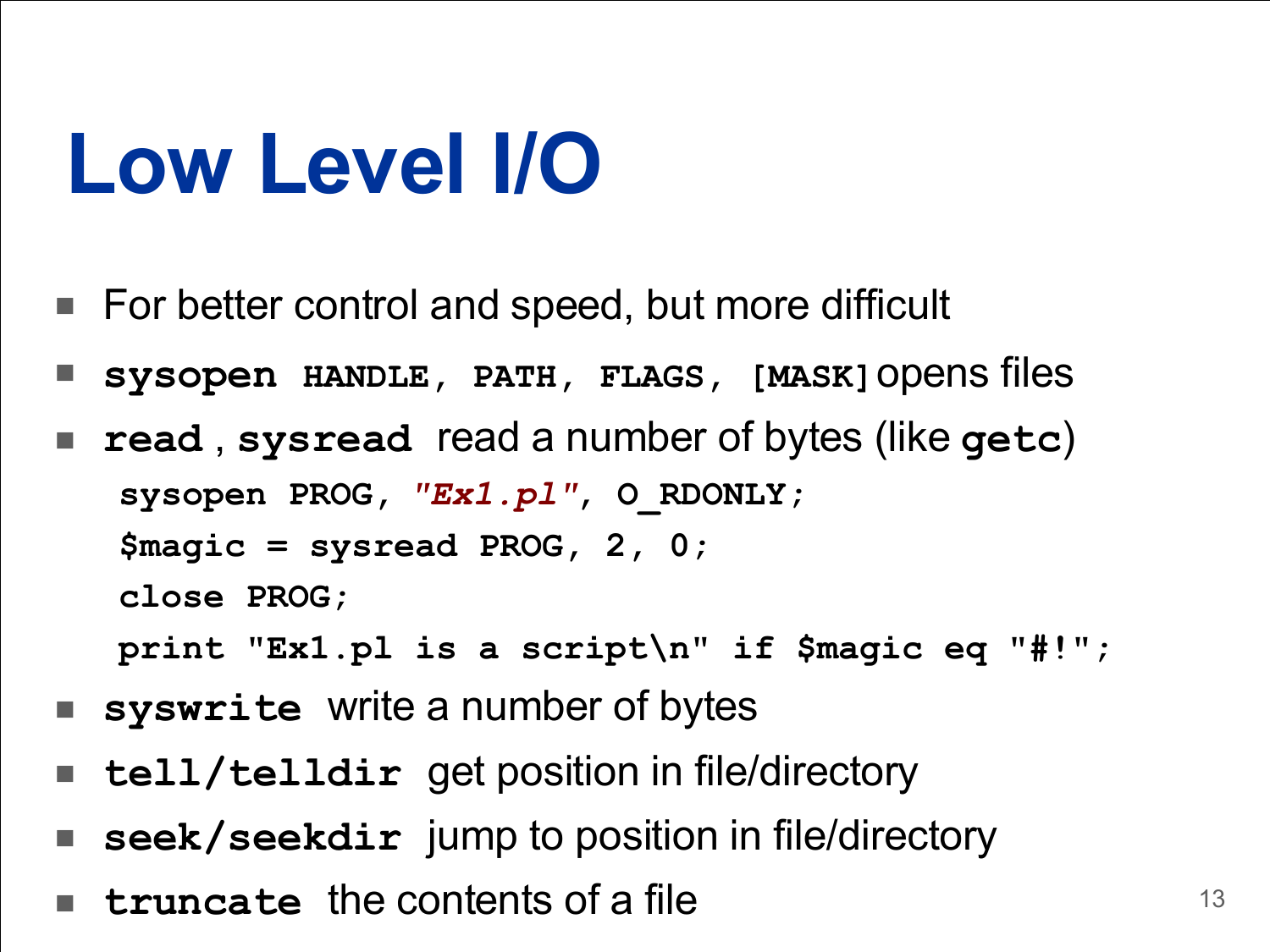# Low Level I/O

- For better control and speed, but more difficult
- **`sysopen HANDLE, PATH, FLAGS, [MASK]`** opens files
- **`read`** , **`sysread`** read a number of bytes (like **`getc`**)

```
sysopen PROG, "Ex1.pl", O_RDONLY;
$magic = sysread PROG, 2, 0;
close PROG;
print "Ex1.pl is a script\n" if $magic eq "#!";
```

- **`syswrite`** write a number of bytes
- **`tell/telldir`** get position in file/directory
- **`seek/seekdir`** jump to position in file/directory
- **`truncate`** the contents of a file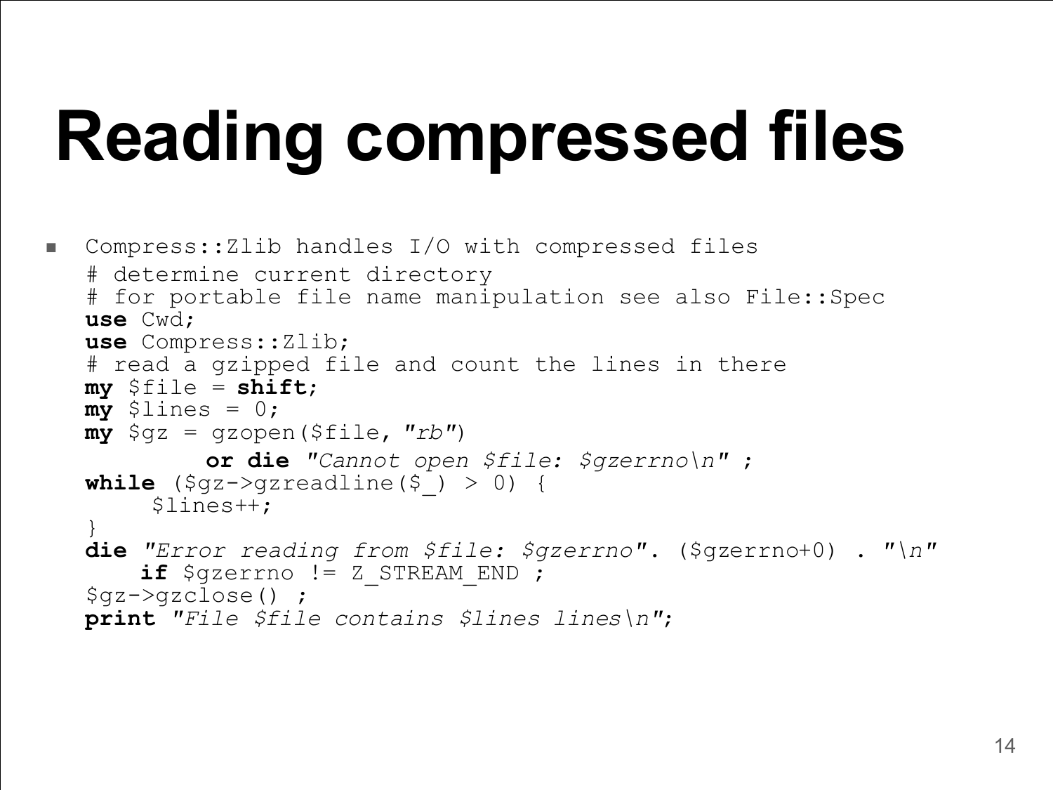# Reading compressed files

- Compress::Zlib handles I/O with compressed files

```perl
# determine current directory
# for portable file name manipulation see also File::Spec
use Cwd;
use Compress::Zlib;
# read a gzipped file and count the lines in there
my $file = shift;
my $lines = 0;
my $gz = gzopen($file, "rb")
        or die "Cannot open $file: $gzerrno\n" ;
while ($gz->gzreadline($_) > 0) {
    $lines++;
}
die "Error reading from $file: $gzerrno". ($gzerrno+0) . "\n"
    if $gzerrno != Z_STREAM_END ;
$gz->gzclose() ;
print "File $file contains $lines lines\n";
```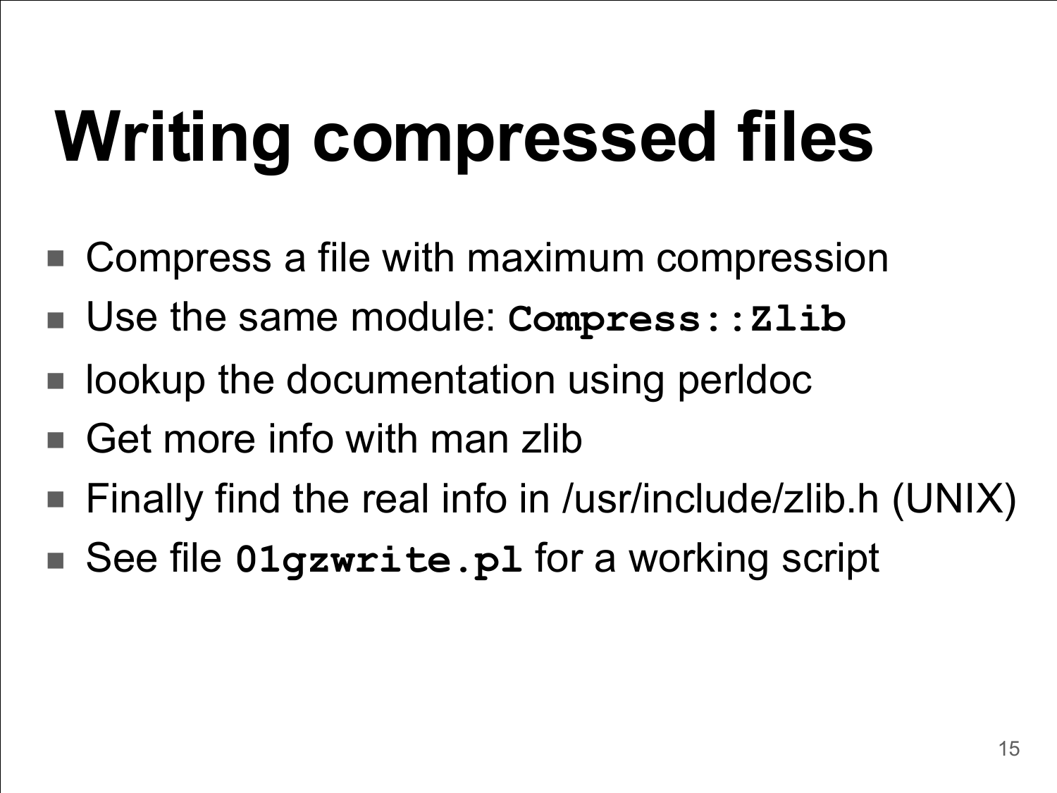# Writing compressed files

- Compress a file with maximum compression
- Use the same module: **`Compress::Zlib`**
- lookup the documentation using perldoc
- Get more info with man zlib
- Finally find the real info in /usr/include/zlib.h (UNIX)
- See file **`01gzwrite.pl`** for a working script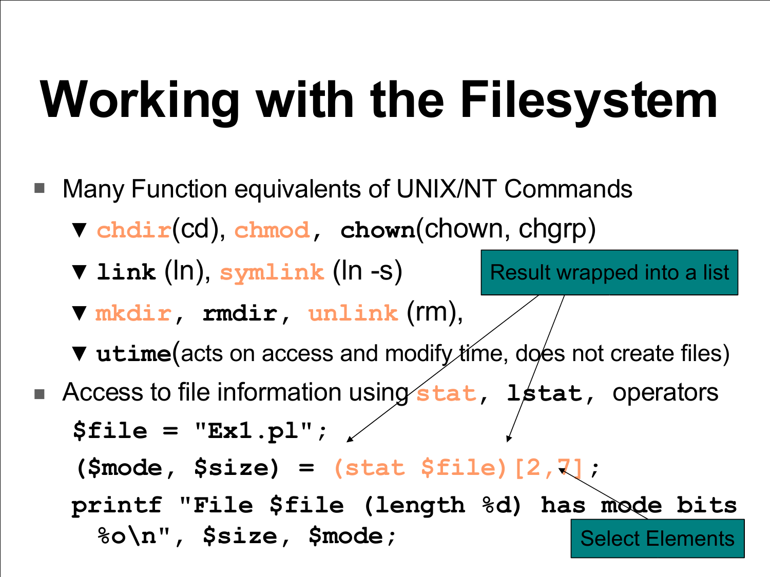# Working with the Filesystem

- Many Function equivalents of UNIX/NT Commands
  - **chdir**(cd), **chmod**, **chown**(chown, chgrp)
  - **link** (ln), **symlink** (ln -s)
  - **mkdir**, **rmdir**, **unlink** (rm),
  - **utime**(acts on access and modify time, does not create files)
- Access to file information using **stat**, **lstat**, operators

```
$file = "Ex1.pl";
($mode, $size) = (stat $file)[2,7];
printf "File $file (length %d) has mode bits
  %o\n", $size, $mode;
```

Result wrapped into a list

Select Elements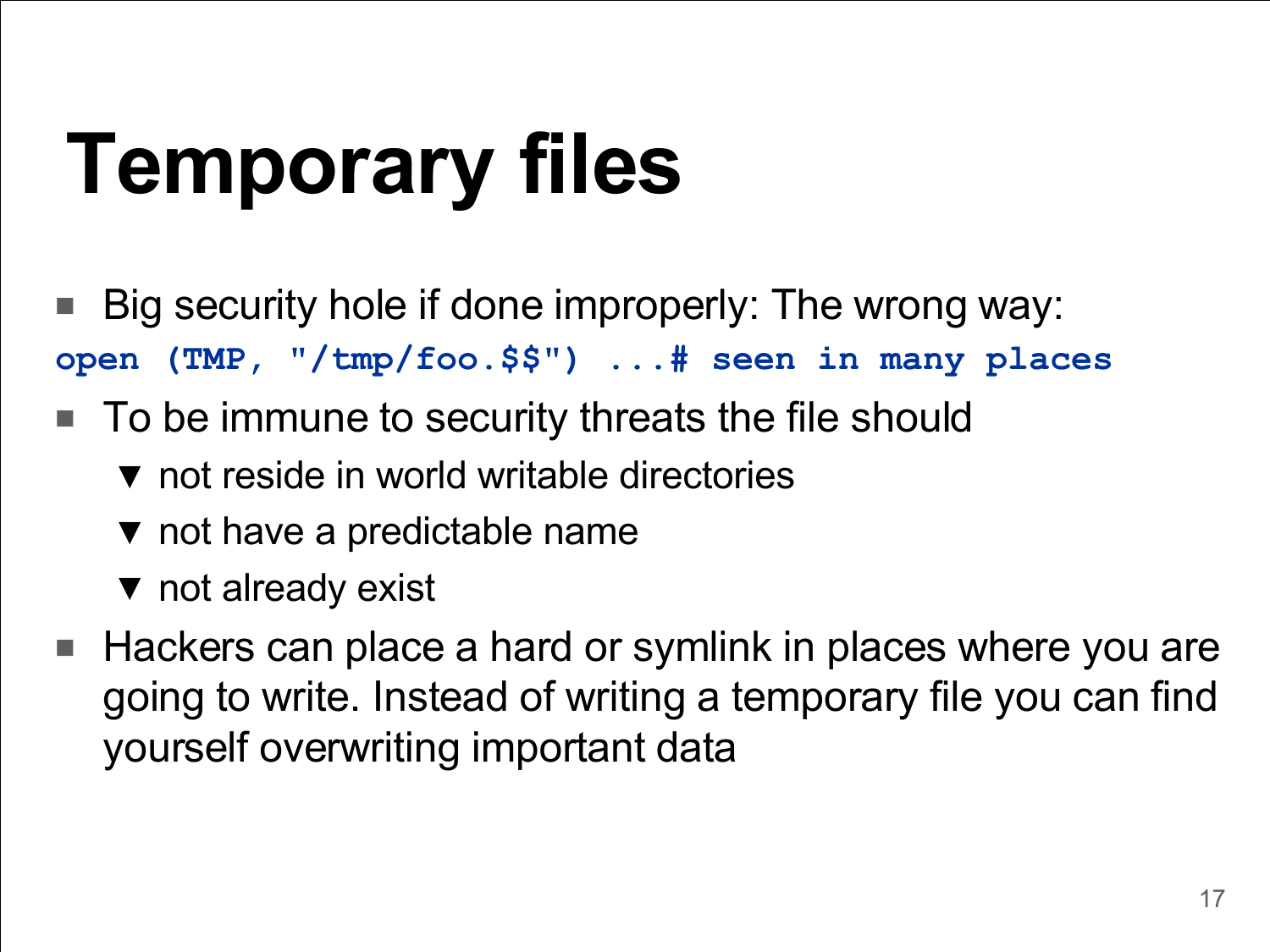# Temporary files

- Big security hole if done improperly: The wrong way:

```
open (TMP, "/tmp/foo.$$") ...# seen in many places
```

- To be immune to security threats the file should
  - not reside in world writable directories
  - not have a predictable name
  - not already exist
- Hackers can place a hard or symlink in places where you are going to write. Instead of writing a temporary file you can find yourself overwriting important data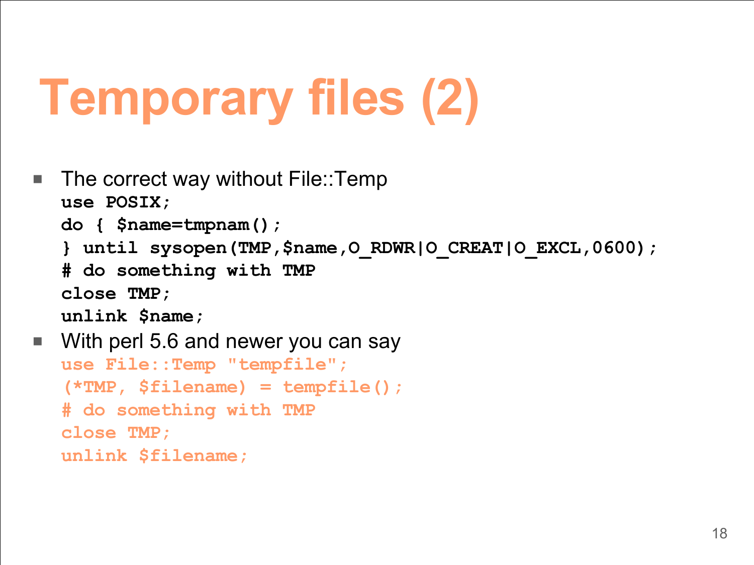# Temporary files (2)

- The correct way without File::Temp

```
use POSIX;
do { $name=tmpnam();
} until sysopen(TMP,$name,O_RDWR|O_CREAT|O_EXCL,0600);
# do something with TMP
close TMP;
unlink $name;
```

- With perl 5.6 and newer you can say

```
use File::Temp "tempfile";
(*TMP, $filename) = tempfile();
# do something with TMP
close TMP;
unlink $filename;
```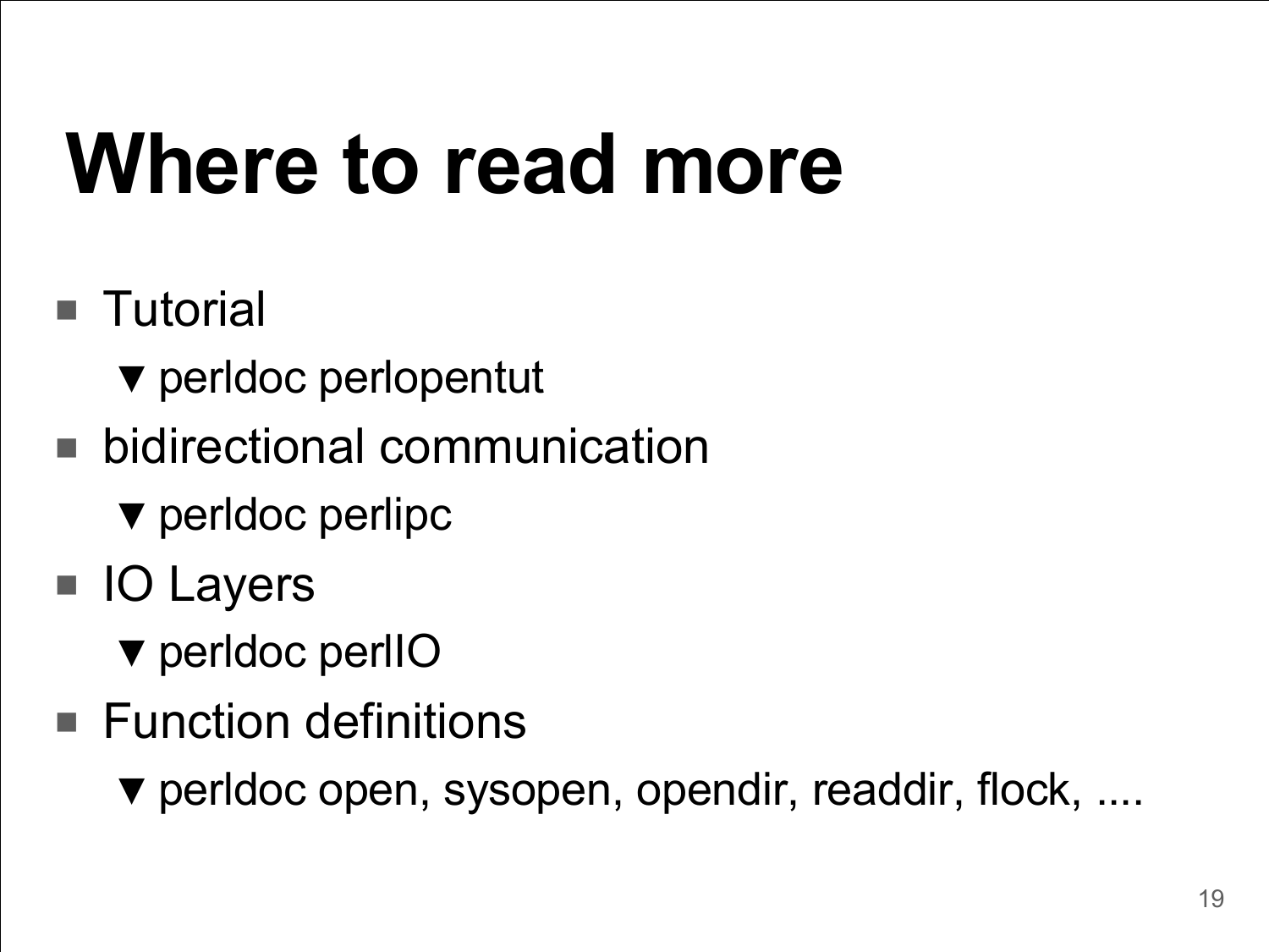# Where to read more

- Tutorial
  - perldoc perlopentut
- bidirectional communication
  - perldoc perlipc
- IO Layers
  - perldoc perlIO
- Function definitions
  - perldoc open, sysopen, opendir, readdir, flock, ....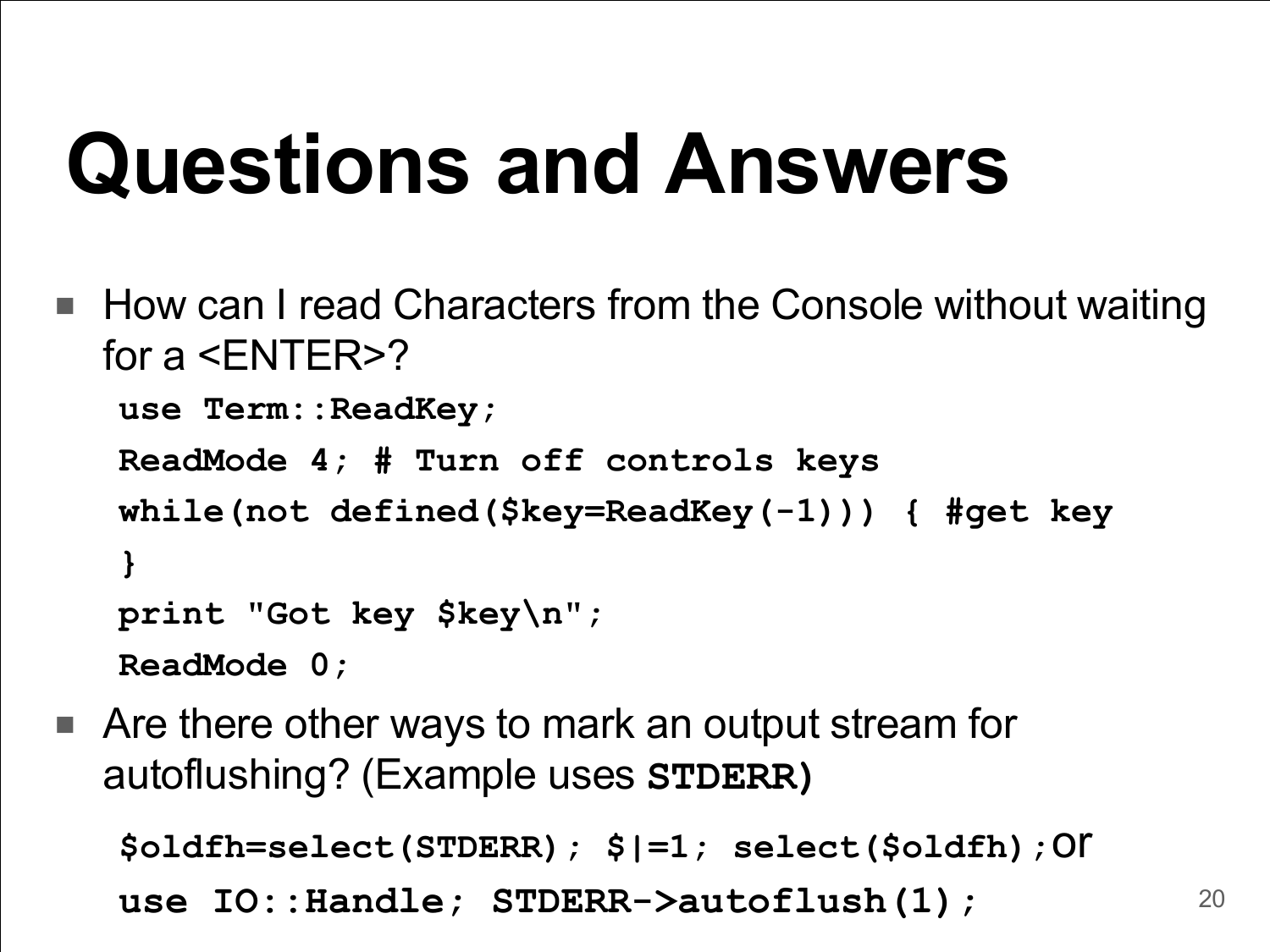# Questions and Answers

- How can I read Characters from the Console without waiting for a <ENTER>?

```
use Term::ReadKey;
ReadMode 4; # Turn off controls keys
while(not defined($key=ReadKey(-1))) { #get key
}
print "Got key $key\n";
ReadMode 0;
```

- Are there other ways to mark an output stream for autoflushing? (Example uses **STDERR**)

```
$oldfh=select(STDERR); $|=1; select($oldfh);
```

Or

```
use IO::Handle; STDERR->autoflush(1);
```